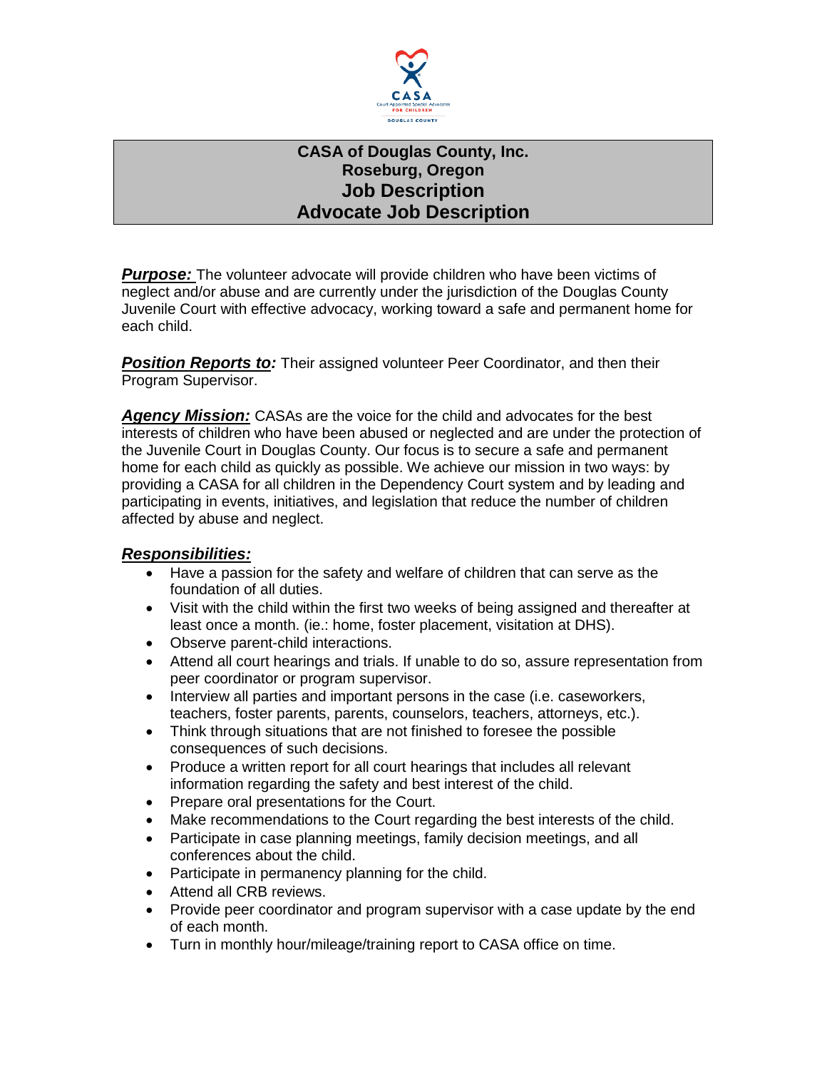**CASA of Douglas County, Inc.**
**Roseburg, Oregon**

# Job Description

# Advocate Job Description

***Purpose:*** The volunteer advocate will provide children who have been victims of neglect and/or abuse and are currently under the jurisdiction of the Douglas County Juvenile Court with effective advocacy, working toward a safe and permanent home for each child.

***Position Reports to:*** Their assigned volunteer Peer Coordinator, and then their Program Supervisor.

***Agency Mission:*** CASAs are the voice for the child and advocates for the best interests of children who have been abused or neglected and are under the protection of the Juvenile Court in Douglas County. Our focus is to secure a safe and permanent home for each child as quickly as possible. We achieve our mission in two ways: by providing a CASA for all children in the Dependency Court system and by leading and participating in events, initiatives, and legislation that reduce the number of children affected by abuse and neglect.

## *Responsibilities:*

- Have a passion for the safety and welfare of children that can serve as the foundation of all duties.
- Visit with the child within the first two weeks of being assigned and thereafter at least once a month. (ie.: home, foster placement, visitation at DHS).
- Observe parent-child interactions.
- Attend all court hearings and trials. If unable to do so, assure representation from peer coordinator or program supervisor.
- Interview all parties and important persons in the case (i.e. caseworkers, teachers, foster parents, parents, counselors, teachers, attorneys, etc.).
- Think through situations that are not finished to foresee the possible consequences of such decisions.
- Produce a written report for all court hearings that includes all relevant information regarding the safety and best interest of the child.
- Prepare oral presentations for the Court.
- Make recommendations to the Court regarding the best interests of the child.
- Participate in case planning meetings, family decision meetings, and all conferences about the child.
- Participate in permanency planning for the child.
- Attend all CRB reviews.
- Provide peer coordinator and program supervisor with a case update by the end of each month.
- Turn in monthly hour/mileage/training report to CASA office on time.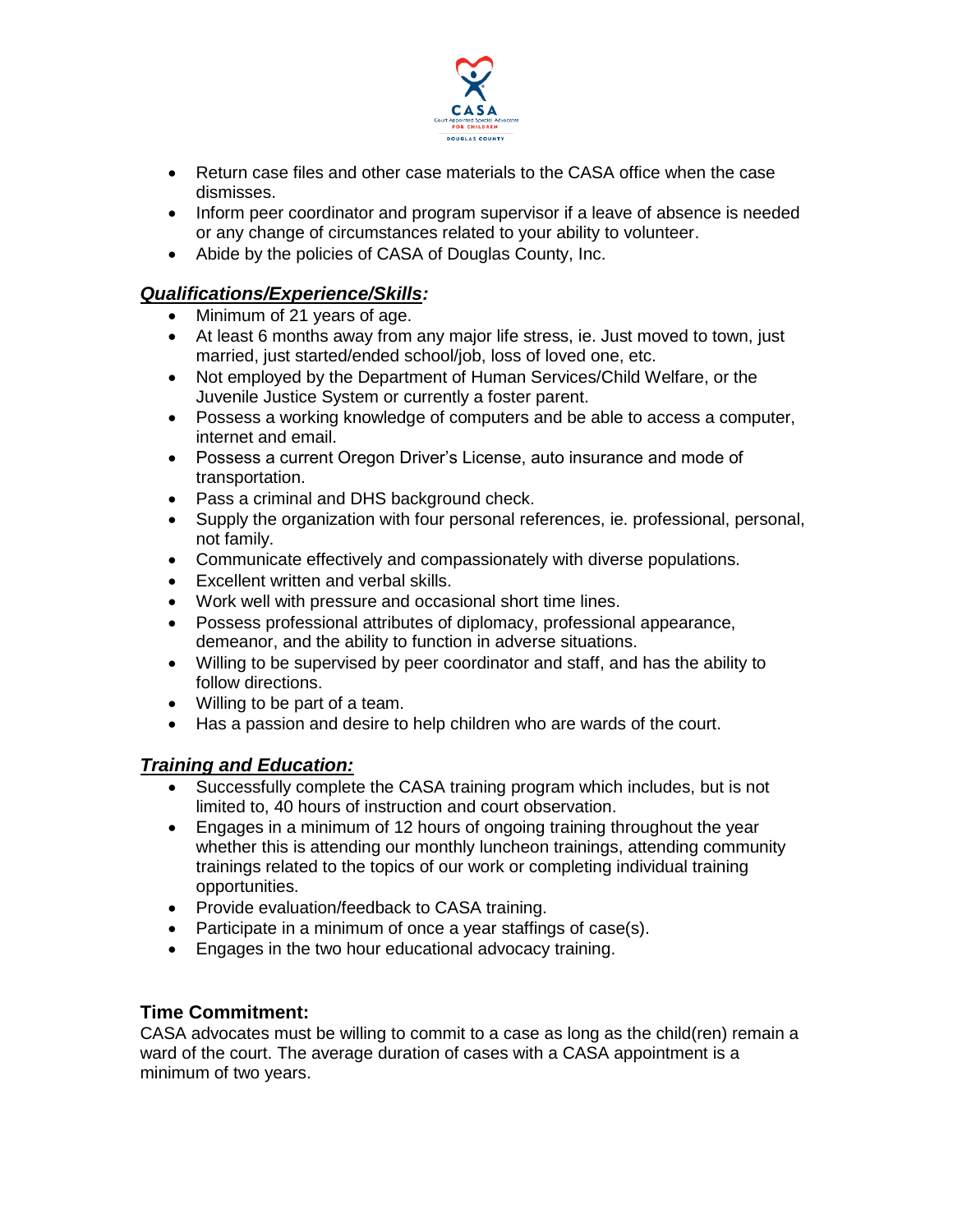- Return case files and other case materials to the CASA office when the case dismisses.
- Inform peer coordinator and program supervisor if a leave of absence is needed or any change of circumstances related to your ability to volunteer.
- Abide by the policies of CASA of Douglas County, Inc.

### ***Qualifications/Experience/Skills:***

- Minimum of 21 years of age.
- At least 6 months away from any major life stress, ie. Just moved to town, just married, just started/ended school/job, loss of loved one, etc.
- Not employed by the Department of Human Services/Child Welfare, or the Juvenile Justice System or currently a foster parent.
- Possess a working knowledge of computers and be able to access a computer, internet and email.
- Possess a current Oregon Driver's License, auto insurance and mode of transportation.
- Pass a criminal and DHS background check.
- Supply the organization with four personal references, ie. professional, personal, not family.
- Communicate effectively and compassionately with diverse populations.
- Excellent written and verbal skills.
- Work well with pressure and occasional short time lines.
- Possess professional attributes of diplomacy, professional appearance, demeanor, and the ability to function in adverse situations.
- Willing to be supervised by peer coordinator and staff, and has the ability to follow directions.
- Willing to be part of a team.
- Has a passion and desire to help children who are wards of the court.

### ***Training and Education:***

- Successfully complete the CASA training program which includes, but is not limited to, 40 hours of instruction and court observation.
- Engages in a minimum of 12 hours of ongoing training throughout the year whether this is attending our monthly luncheon trainings, attending community trainings related to the topics of our work or completing individual training opportunities.
- Provide evaluation/feedback to CASA training.
- Participate in a minimum of once a year staffings of case(s).
- Engages in the two hour educational advocacy training.

### **Time Commitment:**

CASA advocates must be willing to commit to a case as long as the child(ren) remain a ward of the court. The average duration of cases with a CASA appointment is a minimum of two years.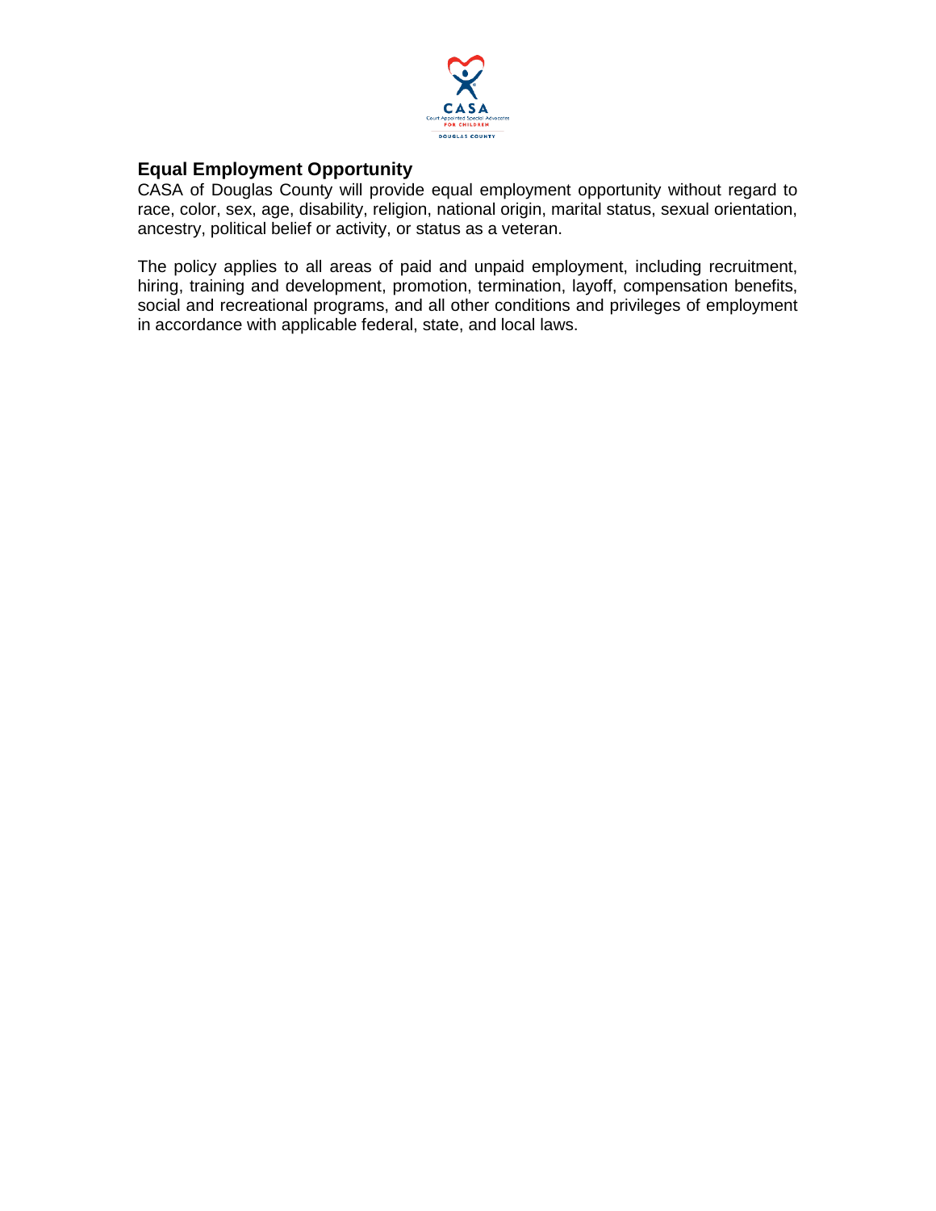## Equal Employment Opportunity

CASA of Douglas County will provide equal employment opportunity without regard to race, color, sex, age, disability, religion, national origin, marital status, sexual orientation, ancestry, political belief or activity, or status as a veteran.

The policy applies to all areas of paid and unpaid employment, including recruitment, hiring, training and development, promotion, termination, layoff, compensation benefits, social and recreational programs, and all other conditions and privileges of employment in accordance with applicable federal, state, and local laws.